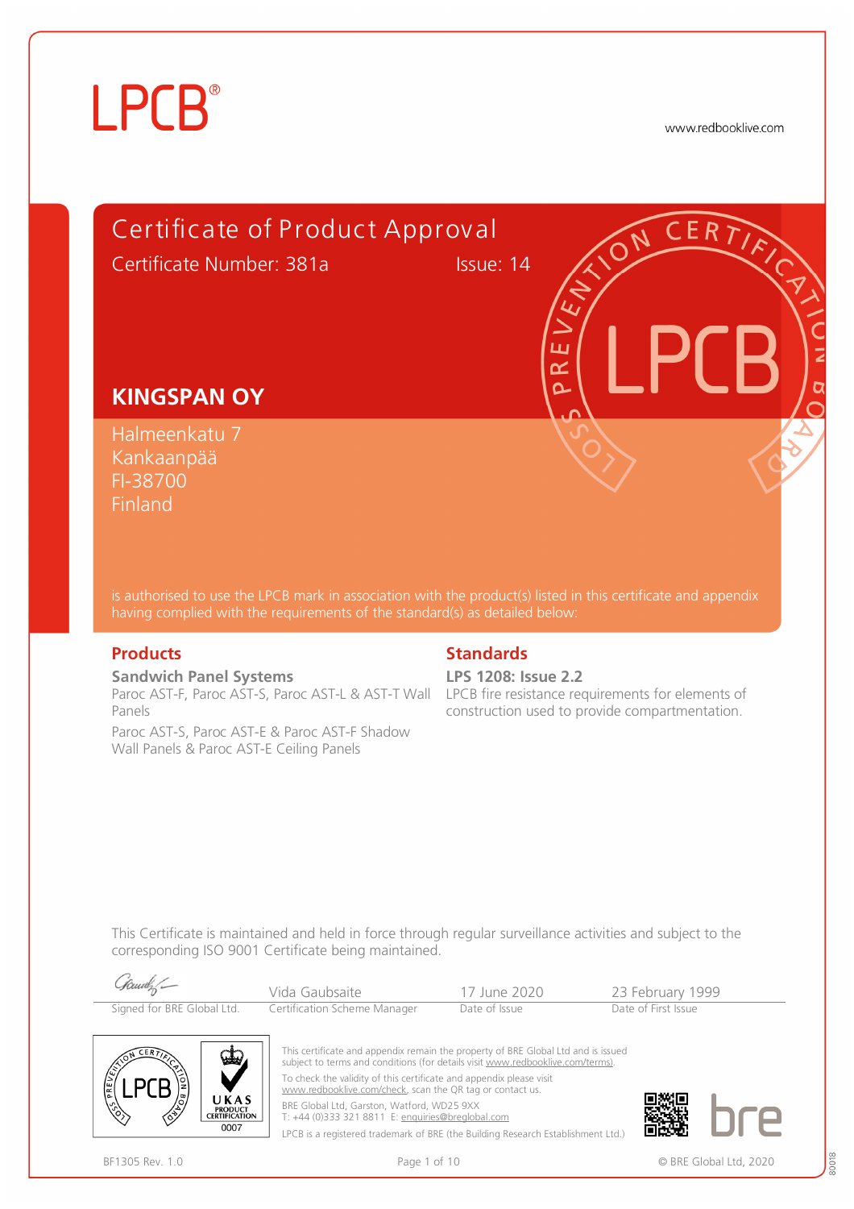LPCB®

www.redbooklive.com

# Certificate of Product Approval

Certificate Number: 381a    Issue: 14

## KINGSPAN OY

Halmeenkatu 7
Kankaanpää
FI-38700
Finland

is authorised to use the LPCB mark in association with the product(s) listed in this certificate and appendix having complied with the requirements of the standard(s) as detailed below:

### Products

**Sandwich Panel Systems**

Paroc AST-F, Paroc AST-S, Paroc AST-L & AST-T Wall Panels

Paroc AST-S, Paroc AST-E & Paroc AST-F Shadow Wall Panels & Paroc AST-E Ceiling Panels

### Standards

**LPS 1208: Issue 2.2**

LPCB fire resistance requirements for elements of construction used to provide compartmentation.

This Certificate is maintained and held in force through regular surveillance activities and subject to the corresponding ISO 9001 Certificate being maintained.

| Signed for BRE Global Ltd. | Vida Gaubsaite<br>Certification Scheme Manager | 17 June 2020<br>Date of Issue | 23 February 1999<br>Date of First Issue |
|---|---|---|---|

This certificate and appendix remain the property of BRE Global Ltd and is issued subject to terms and conditions (for details visit www.redbooklive.com/terms).

To check the validity of this certificate and appendix please visit www.redbooklive.com/check, scan the QR tag or contact us.

BRE Global Ltd, Garston, Watford, WD25 9XX
T: +44 (0)333 321 8811 E: enquiries@breglobal.com

LPCB is a registered trademark of BRE (the Building Research Establishment Ltd.)

UKAS PRODUCT CERTIFICATION 0007

BF1305 Rev. 1.0    © BRE Global Ltd, 2020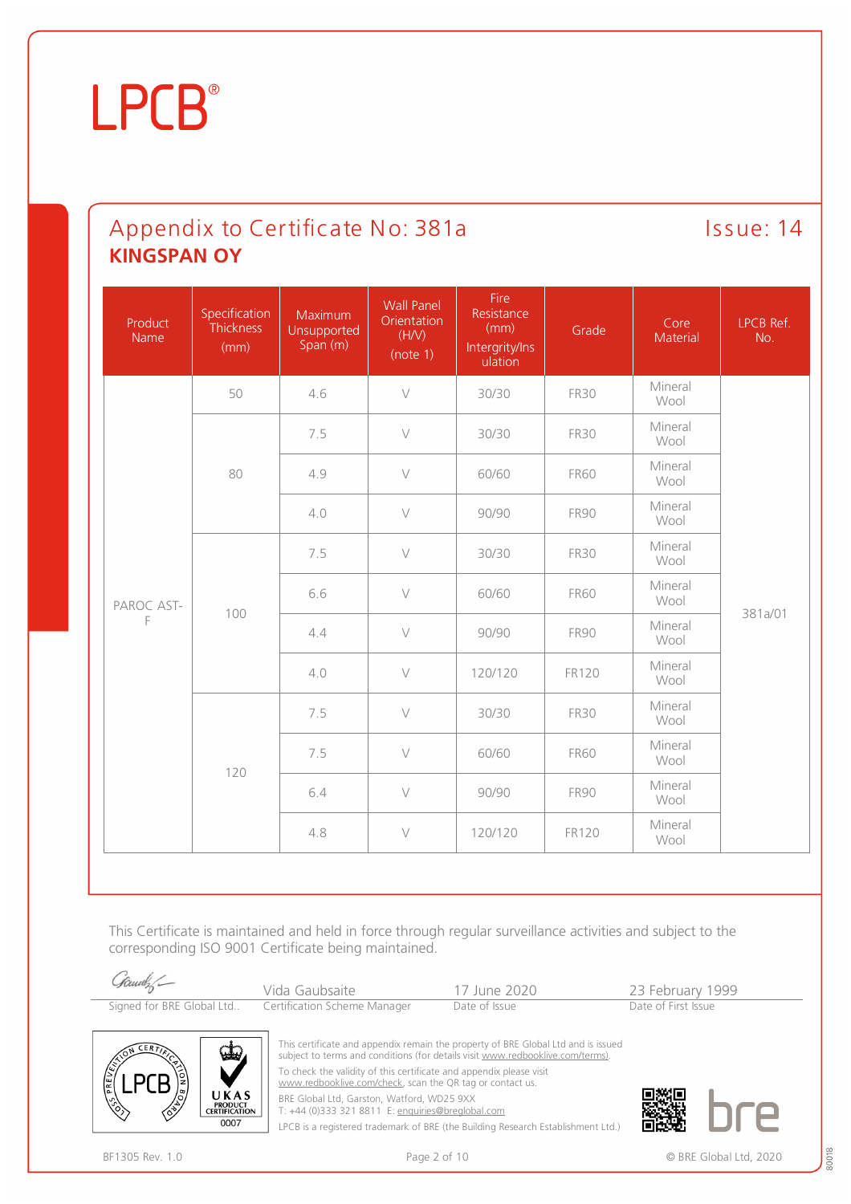LPCB®

# Appendix to Certificate No: 381a

Issue: 14

**KINGSPAN OY**

| Product Name | Specification Thickness (mm) | Maximum Unsupported Span (m) | Wall Panel Orientation (H/V) (note 1) | Fire Resistance (mm) Intergrity/Insulation | Grade | Core Material | LPCB Ref. No. |
|---|---|---|---|---|---|---|---|
| PAROC AST-F | 50 | 4.6 | V | 30/30 | FR30 | Mineral Wool | 381a/01 |
| | 80 | 7.5 | V | 30/30 | FR30 | Mineral Wool | |
| | | 4.9 | V | 60/60 | FR60 | Mineral Wool | |
| | | 4.0 | V | 90/90 | FR90 | Mineral Wool | |
| | 100 | 7.5 | V | 30/30 | FR30 | Mineral Wool | |
| | | 6.6 | V | 60/60 | FR60 | Mineral Wool | |
| | | 4.4 | V | 90/90 | FR90 | Mineral Wool | |
| | | 4.0 | V | 120/120 | FR120 | Mineral Wool | |
| | 120 | 7.5 | V | 30/30 | FR30 | Mineral Wool | |
| | | 7.5 | V | 60/60 | FR60 | Mineral Wool | |
| | | 6.4 | V | 90/90 | FR90 | Mineral Wool | |
| | | 4.8 | V | 120/120 | FR120 | Mineral Wool | |

This Certificate is maintained and held in force through regular surveillance activities and subject to the corresponding ISO 9001 Certificate being maintained.

| Signed for BRE Global Ltd.. | Vida Gaubsaite<br>Certification Scheme Manager | 17 June 2020<br>Date of Issue | 23 February 1999<br>Date of First Issue |
|---|---|---|---|

This certificate and appendix remain the property of BRE Global Ltd and is issued subject to terms and conditions (for details visit www.redbooklive.com/terms).

To check the validity of this certificate and appendix please visit www.redbooklive.com/check, scan the QR tag or contact us.

BRE Global Ltd, Garston, Watford, WD25 9XX
T: +44 (0)333 321 8811 E: enquiries@breglobal.com

LPCB is a registered trademark of BRE (the Building Research Establishment Ltd.)

BF1305 Rev. 1.0

© BRE Global Ltd, 2020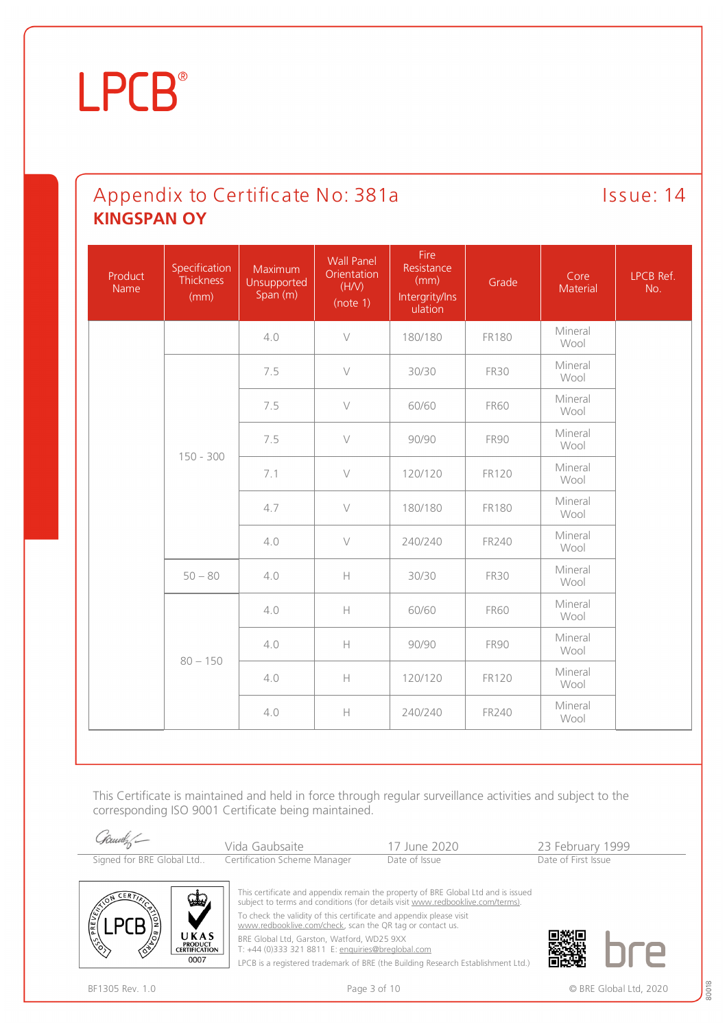# Appendix to Certificate No: 381a

Issue: 14

## KINGSPAN OY

| Product Name | Specification Thickness (mm) | Maximum Unsupported Span (m) | Wall Panel Orientation (H/V) (note 1) | Fire Resistance (mm) Intergrity/Insulation | Grade | Core Material | LPCB Ref. No. |
|---|---|---|---|---|---|---|---|
| | | 4.0 | V | 180/180 | FR180 | Mineral Wool | |
| | 150 - 300 | 7.5 | V | 30/30 | FR30 | Mineral Wool | |
| | | 7.5 | V | 60/60 | FR60 | Mineral Wool | |
| | | 7.5 | V | 90/90 | FR90 | Mineral Wool | |
| | | 7.1 | V | 120/120 | FR120 | Mineral Wool | |
| | | 4.7 | V | 180/180 | FR180 | Mineral Wool | |
| | | 4.0 | V | 240/240 | FR240 | Mineral Wool | |
| | 50 – 80 | 4.0 | H | 30/30 | FR30 | Mineral Wool | |
| | 80 – 150 | 4.0 | H | 60/60 | FR60 | Mineral Wool | |
| | | 4.0 | H | 90/90 | FR90 | Mineral Wool | |
| | | 4.0 | H | 120/120 | FR120 | Mineral Wool | |
| | | 4.0 | H | 240/240 | FR240 | Mineral Wool | |

This Certificate is maintained and held in force through regular surveillance activities and subject to the corresponding ISO 9001 Certificate being maintained.

| Signed for BRE Global Ltd.. | Vida Gaubsaite<br>Certification Scheme Manager | 17 June 2020<br>Date of Issue | 23 February 1999<br>Date of First Issue |
|---|---|---|---|

This certificate and appendix remain the property of BRE Global Ltd and is issued subject to terms and conditions (for details visit www.redbooklive.com/terms).

To check the validity of this certificate and appendix please visit www.redbooklive.com/check, scan the QR tag or contact us.

BRE Global Ltd, Garston, Watford, WD25 9XX
T: +44 (0)333 321 8811 E: enquiries@breglobal.com

LPCB is a registered trademark of BRE (the Building Research Establishment Ltd.)

BF1305 Rev. 1.0

© BRE Global Ltd, 2020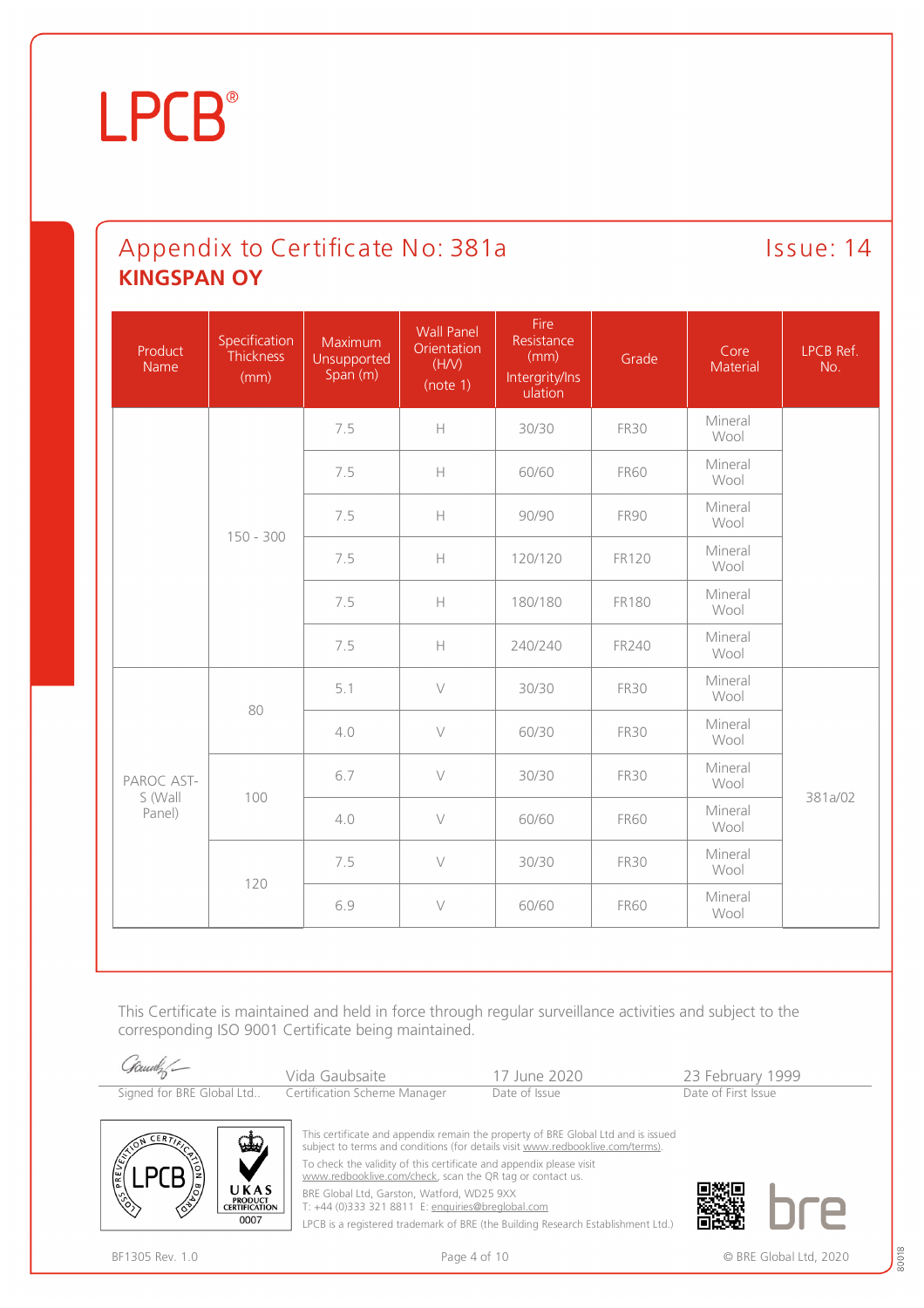LPCB®

## Appendix to Certificate No: 381a

Issue: 14

**KINGSPAN OY**

| Product Name | Specification Thickness (mm) | Maximum Unsupported Span (m) | Wall Panel Orientation (H/V) (note 1) | Fire Resistance (mm) Intergrity/Insulation | Grade | Core Material | LPCB Ref. No. |
|---|---|---|---|---|---|---|---|
| | 150 - 300 | 7.5 | H | 30/30 | FR30 | Mineral Wool | |
| | | 7.5 | H | 60/60 | FR60 | Mineral Wool | |
| | | 7.5 | H | 90/90 | FR90 | Mineral Wool | |
| | | 7.5 | H | 120/120 | FR120 | Mineral Wool | |
| | | 7.5 | H | 180/180 | FR180 | Mineral Wool | |
| | | 7.5 | H | 240/240 | FR240 | Mineral Wool | |
| PAROC AST-S (Wall Panel) | 80 | 5.1 | V | 30/30 | FR30 | Mineral Wool | 381a/02 |
| | | 4.0 | V | 60/30 | FR30 | Mineral Wool | |
| | 100 | 6.7 | V | 30/30 | FR30 | Mineral Wool | |
| | | 4.0 | V | 60/60 | FR60 | Mineral Wool | |
| | 120 | 7.5 | V | 30/30 | FR30 | Mineral Wool | |
| | | 6.9 | V | 60/60 | FR60 | Mineral Wool | |

This Certificate is maintained and held in force through regular surveillance activities and subject to the corresponding ISO 9001 Certificate being maintained.

| Signed for BRE Global Ltd.. | Vida Gaubsaite<br>Certification Scheme Manager | 17 June 2020<br>Date of Issue | 23 February 1999<br>Date of First Issue |
|---|---|---|---|

This certificate and appendix remain the property of BRE Global Ltd and is issued subject to terms and conditions (for details visit www.redbooklive.com/terms).

To check the validity of this certificate and appendix please visit www.redbooklive.com/check, scan the QR tag or contact us.

BRE Global Ltd, Garston, Watford, WD25 9XX
T: +44 (0)333 321 8811 E: enquiries@breglobal.com

LPCB is a registered trademark of BRE (the Building Research Establishment Ltd.)

BF1305 Rev. 1.0

© BRE Global Ltd, 2020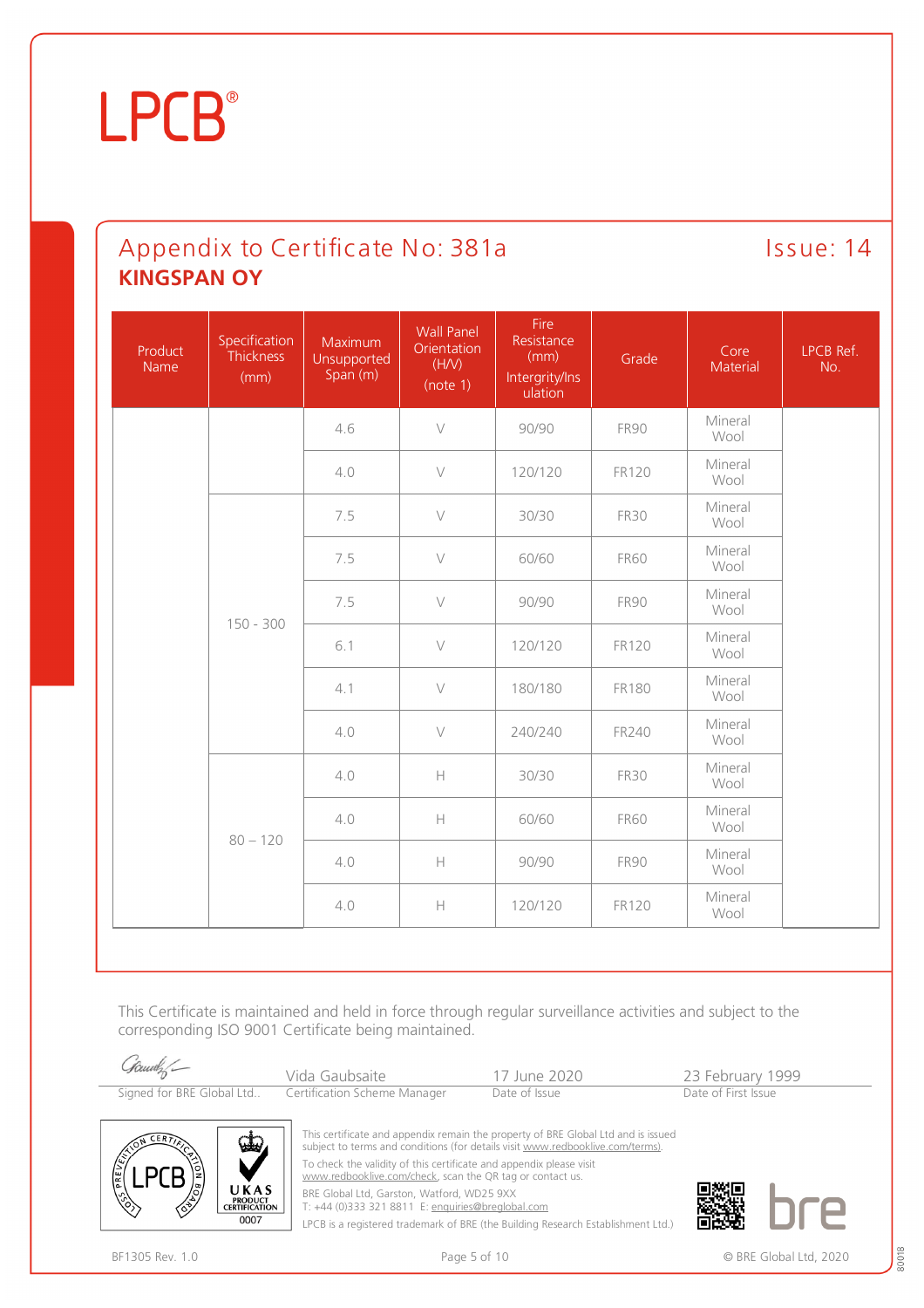# LPCB®

## Appendix to Certificate No: 381a

Issue: 14

**KINGSPAN OY**

| Product Name | Specification Thickness (mm) | Maximum Unsupported Span (m) | Wall Panel Orientation (H/V) (note 1) | Fire Resistance (mm) Intergrity/Insulation | Grade | Core Material | LPCB Ref. No. |
|---|---|---|---|---|---|---|---|
| | | 4.6 | V | 90/90 | FR90 | Mineral Wool | |
| | | 4.0 | V | 120/120 | FR120 | Mineral Wool | |
| | 150 - 300 | 7.5 | V | 30/30 | FR30 | Mineral Wool | |
| | | 7.5 | V | 60/60 | FR60 | Mineral Wool | |
| | | 7.5 | V | 90/90 | FR90 | Mineral Wool | |
| | | 6.1 | V | 120/120 | FR120 | Mineral Wool | |
| | | 4.1 | V | 180/180 | FR180 | Mineral Wool | |
| | | 4.0 | V | 240/240 | FR240 | Mineral Wool | |
| | 80 – 120 | 4.0 | H | 30/30 | FR30 | Mineral Wool | |
| | | 4.0 | H | 60/60 | FR60 | Mineral Wool | |
| | | 4.0 | H | 90/90 | FR90 | Mineral Wool | |
| | | 4.0 | H | 120/120 | FR120 | Mineral Wool | |

This Certificate is maintained and held in force through regular surveillance activities and subject to the corresponding ISO 9001 Certificate being maintained.

| Signed for BRE Global Ltd.. | Vida Gaubsaite<br>Certification Scheme Manager | 17 June 2020<br>Date of Issue | 23 February 1999<br>Date of First Issue |
|---|---|---|---|

This certificate and appendix remain the property of BRE Global Ltd and is issued subject to terms and conditions (for details visit www.redbooklive.com/terms).

To check the validity of this certificate and appendix please visit www.redbooklive.com/check, scan the QR tag or contact us.

BRE Global Ltd, Garston, Watford, WD25 9XX
T: +44 (0)333 321 8811 E: enquiries@breglobal.com

LPCB is a registered trademark of BRE (the Building Research Establishment Ltd.)

BF1305 Rev. 1.0

© BRE Global Ltd, 2020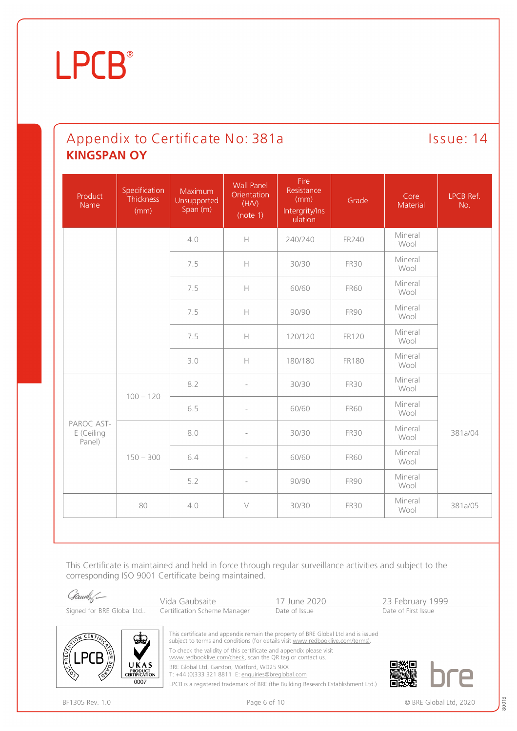LPCB®

## Appendix to Certificate No: 381a

Issue: 14

**KINGSPAN OY**

| Product Name | Specification Thickness (mm) | Maximum Unsupported Span (m) | Wall Panel Orientation (H/V) (note 1) | Fire Resistance (mm) Intergrity/Insulation | Grade | Core Material | LPCB Ref. No. |
|---|---|---|---|---|---|---|---|
| | | 4.0 | H | 240/240 | FR240 | Mineral Wool | |
| | | 7.5 | H | 30/30 | FR30 | Mineral Wool | |
| | | 7.5 | H | 60/60 | FR60 | Mineral Wool | |
| | | 7.5 | H | 90/90 | FR90 | Mineral Wool | |
| | | 7.5 | H | 120/120 | FR120 | Mineral Wool | |
| | | 3.0 | H | 180/180 | FR180 | Mineral Wool | |
| PAROC AST-E (Ceiling Panel) | 100 – 120 | 8.2 | - | 30/30 | FR30 | Mineral Wool | 381a/04 |
| | | 6.5 | - | 60/60 | FR60 | Mineral Wool | |
| | 150 – 300 | 8.0 | - | 30/30 | FR30 | Mineral Wool | |
| | | 6.4 | - | 60/60 | FR60 | Mineral Wool | |
| | | 5.2 | - | 90/90 | FR90 | Mineral Wool | |
| | 80 | 4.0 | V | 30/30 | FR30 | Mineral Wool | 381a/05 |

This Certificate is maintained and held in force through regular surveillance activities and subject to the corresponding ISO 9001 Certificate being maintained.

| Signed for BRE Global Ltd.. | Vida Gaubsaite<br>Certification Scheme Manager | 17 June 2020<br>Date of Issue | 23 February 1999<br>Date of First Issue |
|---|---|---|---|

This certificate and appendix remain the property of BRE Global Ltd and is issued subject to terms and conditions (for details visit www.redbooklive.com/terms).

To check the validity of this certificate and appendix please visit www.redbooklive.com/check, scan the QR tag or contact us.

BRE Global Ltd, Garston, Watford, WD25 9XX
T: +44 (0)333 321 8811 E: enquiries@breglobal.com

LPCB is a registered trademark of BRE (the Building Research Establishment Ltd.)

BF1305 Rev. 1.0

© BRE Global Ltd, 2020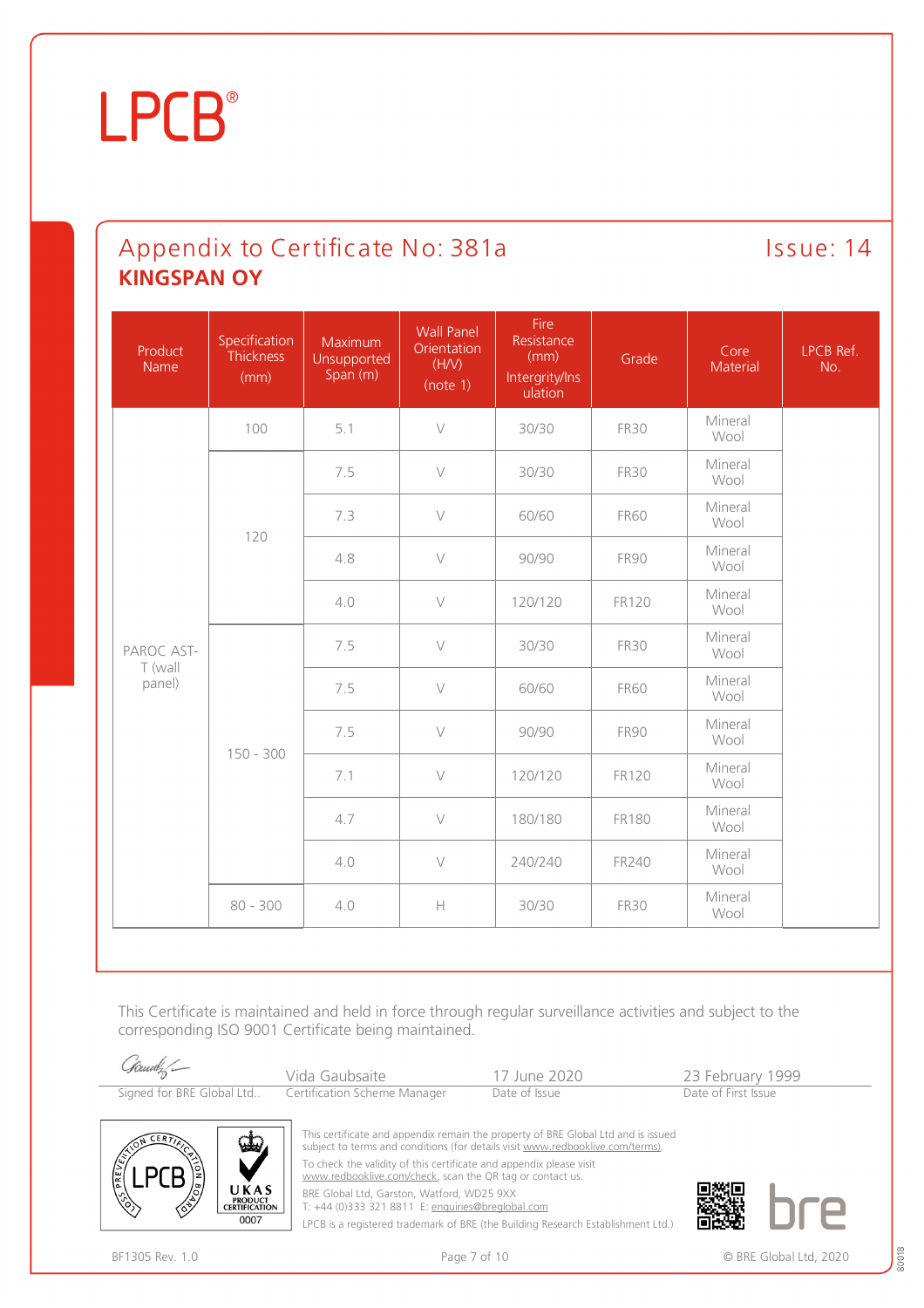# LPCB®

## Appendix to Certificate No: 381a

Issue: 14

**KINGSPAN OY**

| Product Name | Specification Thickness (mm) | Maximum Unsupported Span (m) | Wall Panel Orientation (H/V) (note 1) | Fire Resistance (mm) Intergrity/Insulation | Grade | Core Material | LPCB Ref. No. |
|---|---|---|---|---|---|---|---|
| PAROC AST-T (wall panel) | 100 | 5.1 | V | 30/30 | FR30 | Mineral Wool | |
| | 120 | 7.5 | V | 30/30 | FR30 | Mineral Wool | |
| | | 7.3 | V | 60/60 | FR60 | Mineral Wool | |
| | | 4.8 | V | 90/90 | FR90 | Mineral Wool | |
| | | 4.0 | V | 120/120 | FR120 | Mineral Wool | |
| | 150 - 300 | 7.5 | V | 30/30 | FR30 | Mineral Wool | |
| | | 7.5 | V | 60/60 | FR60 | Mineral Wool | |
| | | 7.5 | V | 90/90 | FR90 | Mineral Wool | |
| | | 7.1 | V | 120/120 | FR120 | Mineral Wool | |
| | | 4.7 | V | 180/180 | FR180 | Mineral Wool | |
| | | 4.0 | V | 240/240 | FR240 | Mineral Wool | |
| | 80 - 300 | 4.0 | H | 30/30 | FR30 | Mineral Wool | |

This Certificate is maintained and held in force through regular surveillance activities and subject to the corresponding ISO 9001 Certificate being maintained.

| Signed for BRE Global Ltd.. | Vida Gaubsaite<br>Certification Scheme Manager | 17 June 2020<br>Date of Issue | 23 February 1999<br>Date of First Issue |
|---|---|---|---|

This certificate and appendix remain the property of BRE Global Ltd and is issued subject to terms and conditions (for details visit www.redbooklive.com/terms).

To check the validity of this certificate and appendix please visit www.redbooklive.com/check, scan the QR tag or contact us.

BRE Global Ltd, Garston, Watford, WD25 9XX
T: +44 (0)333 321 8811 E: enquiries@breglobal.com

LPCB is a registered trademark of BRE (the Building Research Establishment Ltd.)

BF1305 Rev. 1.0

© BRE Global Ltd, 2020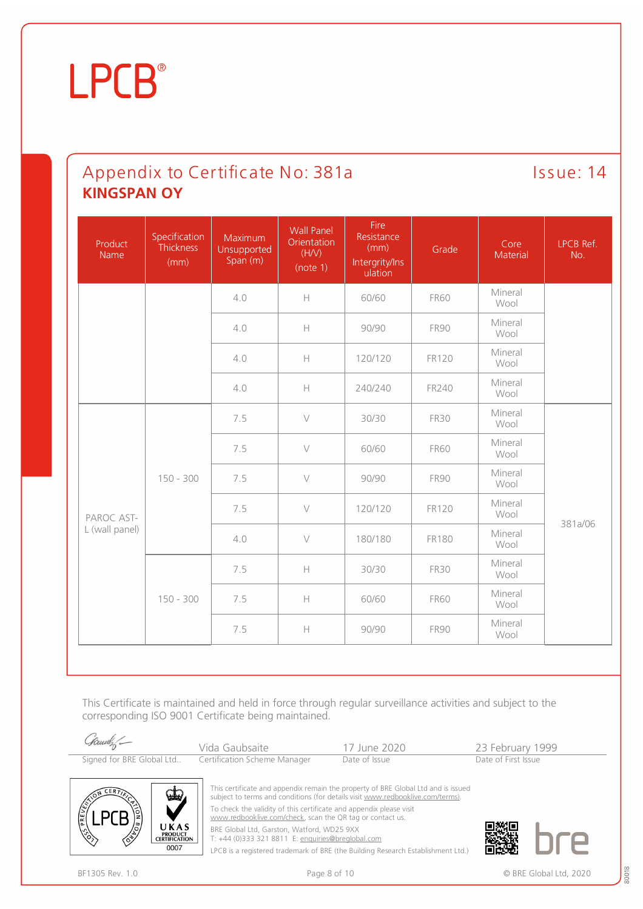# LPCB®

## Appendix to Certificate No: 381a

Issue: 14

**KINGSPAN OY**

| Product Name | Specification Thickness (mm) | Maximum Unsupported Span (m) | Wall Panel Orientation (H/V) (note 1) | Fire Resistance (mm) Intergrity/Insulation | Grade | Core Material | LPCB Ref. No. |
|---|---|---|---|---|---|---|---|
| | | 4.0 | H | 60/60 | FR60 | Mineral Wool | |
| | | 4.0 | H | 90/90 | FR90 | Mineral Wool | |
| | | 4.0 | H | 120/120 | FR120 | Mineral Wool | |
| | | 4.0 | H | 240/240 | FR240 | Mineral Wool | |
| PAROC AST-L (wall panel) | 150 - 300 | 7.5 | V | 30/30 | FR30 | Mineral Wool | 381a/06 |
| | | 7.5 | V | 60/60 | FR60 | Mineral Wool | |
| | | 7.5 | V | 90/90 | FR90 | Mineral Wool | |
| | | 7.5 | V | 120/120 | FR120 | Mineral Wool | |
| | | 4.0 | V | 180/180 | FR180 | Mineral Wool | |
| | 150 - 300 | 7.5 | H | 30/30 | FR30 | Mineral Wool | |
| | | 7.5 | H | 60/60 | FR60 | Mineral Wool | |
| | | 7.5 | H | 90/90 | FR90 | Mineral Wool | |

This Certificate is maintained and held in force through regular surveillance activities and subject to the corresponding ISO 9001 Certificate being maintained.

| Signed for BRE Global Ltd.. | Vida Gaubsaite<br>Certification Scheme Manager | 17 June 2020<br>Date of Issue | 23 February 1999<br>Date of First Issue |
|---|---|---|---|

This certificate and appendix remain the property of BRE Global Ltd and is issued subject to terms and conditions (for details visit www.redbooklive.com/terms).

To check the validity of this certificate and appendix please visit www.redbooklive.com/check, scan the QR tag or contact us.

BRE Global Ltd, Garston, Watford, WD25 9XX
T: +44 (0)333 321 8811 E: enquiries@breglobal.com

LPCB is a registered trademark of BRE (the Building Research Establishment Ltd.)

BF1305 Rev. 1.0

© BRE Global Ltd, 2020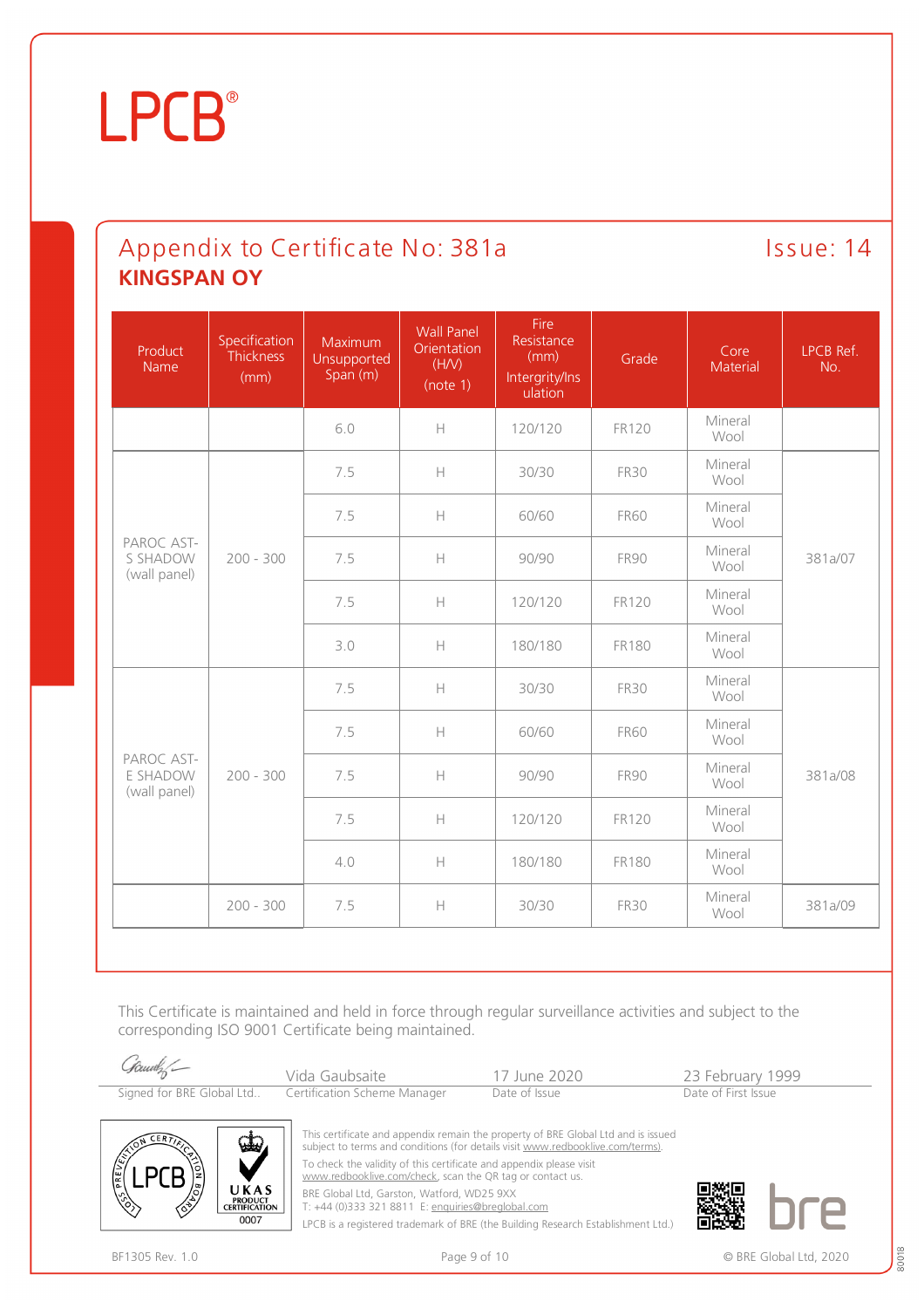# LPCB®

## Appendix to Certificate No: 381a

Issue: 14

**KINGSPAN OY**

| Product Name | Specification Thickness (mm) | Maximum Unsupported Span (m) | Wall Panel Orientation (H/V) (note 1) | Fire Resistance (mm) Intergrity/Insulation | Grade | Core Material | LPCB Ref. No. |
|---|---|---|---|---|---|---|---|
| | | 6.0 | H | 120/120 | FR120 | Mineral Wool | |
| PAROC AST-S SHADOW (wall panel) | 200 - 300 | 7.5 | H | 30/30 | FR30 | Mineral Wool | 381a/07 |
| | | 7.5 | H | 60/60 | FR60 | Mineral Wool | |
| | | 7.5 | H | 90/90 | FR90 | Mineral Wool | |
| | | 7.5 | H | 120/120 | FR120 | Mineral Wool | |
| | | 3.0 | H | 180/180 | FR180 | Mineral Wool | |
| PAROC AST-E SHADOW (wall panel) | 200 - 300 | 7.5 | H | 30/30 | FR30 | Mineral Wool | 381a/08 |
| | | 7.5 | H | 60/60 | FR60 | Mineral Wool | |
| | | 7.5 | H | 90/90 | FR90 | Mineral Wool | |
| | | 7.5 | H | 120/120 | FR120 | Mineral Wool | |
| | | 4.0 | H | 180/180 | FR180 | Mineral Wool | |
| | 200 - 300 | 7.5 | H | 30/30 | FR30 | Mineral Wool | 381a/09 |

This Certificate is maintained and held in force through regular surveillance activities and subject to the corresponding ISO 9001 Certificate being maintained.

| Signed for BRE Global Ltd.. | Vida Gaubsaite<br>Certification Scheme Manager | 17 June 2020<br>Date of Issue | 23 February 1999<br>Date of First Issue |
|---|---|---|---|

This certificate and appendix remain the property of BRE Global Ltd and is issued subject to terms and conditions (for details visit www.redbooklive.com/terms).

To check the validity of this certificate and appendix please visit www.redbooklive.com/check, scan the QR tag or contact us.

BRE Global Ltd, Garston, Watford, WD25 9XX
T: +44 (0)333 321 8811 E: enquiries@breglobal.com

LPCB is a registered trademark of BRE (the Building Research Establishment Ltd.)

BF1305 Rev. 1.0

© BRE Global Ltd, 2020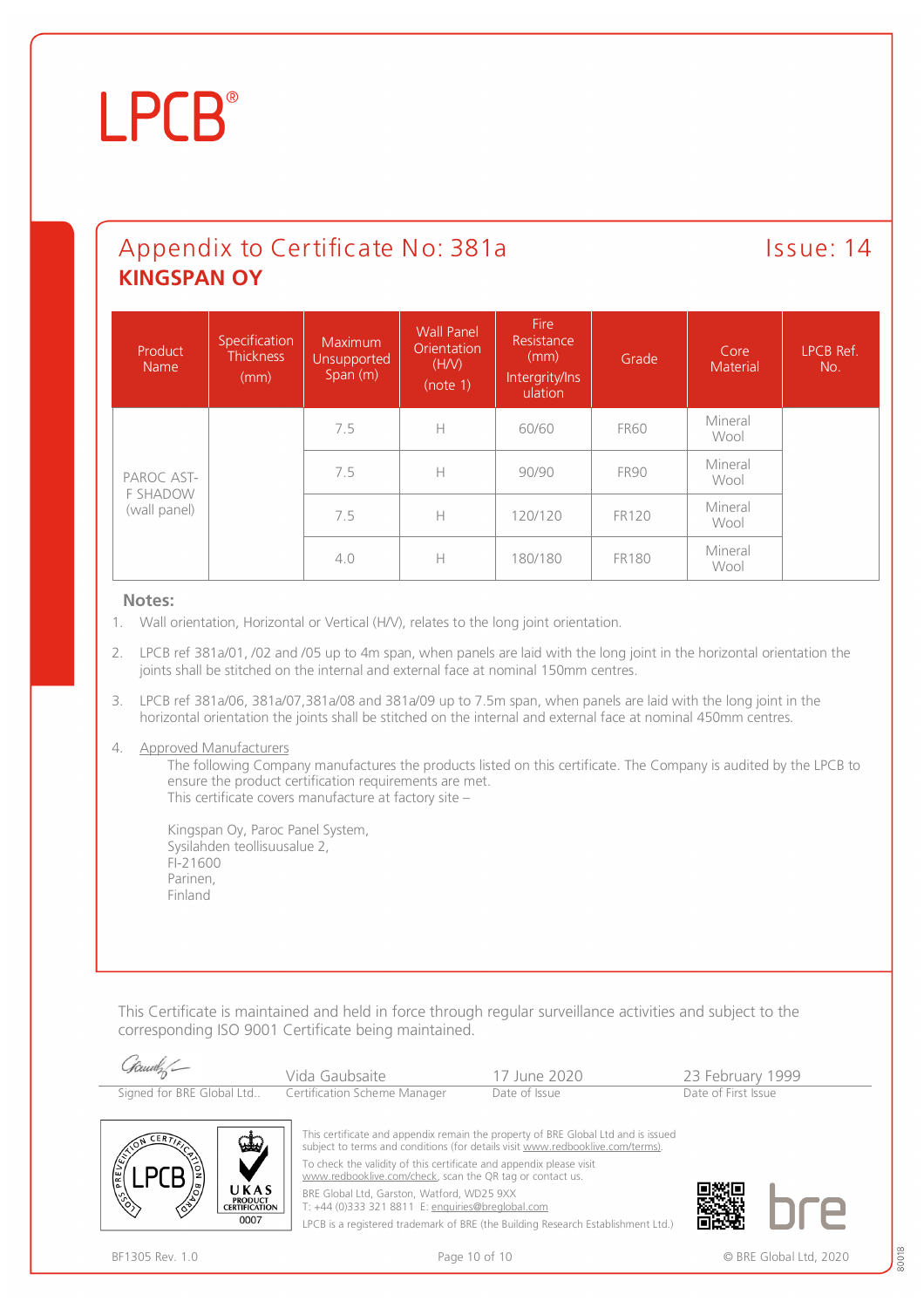# LPCB®

## Appendix to Certificate No: 381a

Issue: 14

**KINGSPAN OY**

| Product Name | Specification Thickness (mm) | Maximum Unsupported Span (m) | Wall Panel Orientation (H/V) (note 1) | Fire Resistance (mm) Intergrity/Insulation | Grade | Core Material | LPCB Ref. No. |
|---|---|---|---|---|---|---|---|
| PAROC AST-F SHADOW (wall panel) | | 7.5 | H | 60/60 | FR60 | Mineral Wool | |
| | | 7.5 | H | 90/90 | FR90 | Mineral Wool | |
| | | 7.5 | H | 120/120 | FR120 | Mineral Wool | |
| | | 4.0 | H | 180/180 | FR180 | Mineral Wool | |

**Notes:**

1. Wall orientation, Horizontal or Vertical (H/V), relates to the long joint orientation.
2. LPCB ref 381a/01, /02 and /05 up to 4m span, when panels are laid with the long joint in the horizontal orientation the joints shall be stitched on the internal and external face at nominal 150mm centres.
3. LPCB ref 381a/06, 381a/07,381a/08 and 381a/09 up to 7.5m span, when panels are laid with the long joint in the horizontal orientation the joints shall be stitched on the internal and external face at nominal 450mm centres.
4. Approved Manufacturers
   The following Company manufactures the products listed on this certificate. The Company is audited by the LPCB to ensure the product certification requirements are met.
   This certificate covers manufacture at factory site –

   Kingspan Oy, Paroc Panel System,
   Sysilahden teollisuusalue 2,
   FI-21600
   Parinen,
   Finland

This Certificate is maintained and held in force through regular surveillance activities and subject to the corresponding ISO 9001 Certificate being maintained.

| Signed for BRE Global Ltd.. | Vida Gaubsaite<br>Certification Scheme Manager | 17 June 2020<br>Date of Issue | 23 February 1999<br>Date of First Issue |
|---|---|---|---|

This certificate and appendix remain the property of BRE Global Ltd and is issued subject to terms and conditions (for details visit www.redbooklive.com/terms).
To check the validity of this certificate and appendix please visit www.redbooklive.com/check, scan the QR tag or contact us.
BRE Global Ltd, Garston, Watford, WD25 9XX
T: +44 (0)333 321 8811 E: enquiries@breglobal.com
LPCB is a registered trademark of BRE (the Building Research Establishment Ltd.)

BF1305 Rev. 1.0

© BRE Global Ltd, 2020